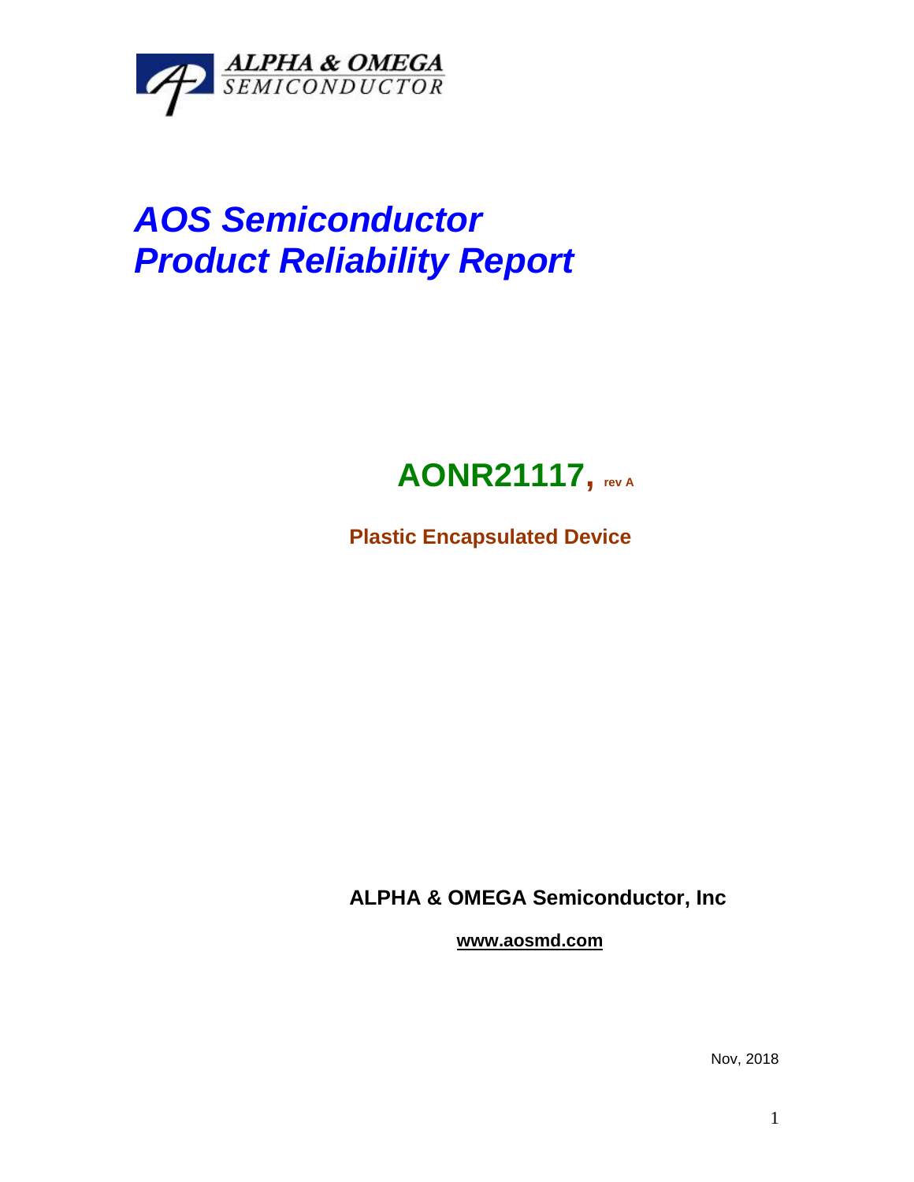ALPHA & OMEGA
SEMICONDUCTOR

# *AOS Semiconductor*
# *Product Reliability Report*

## AONR21117, rev A

**Plastic Encapsulated Device**

**ALPHA & OMEGA Semiconductor, Inc**

**www.aosmd.com**

Nov, 2018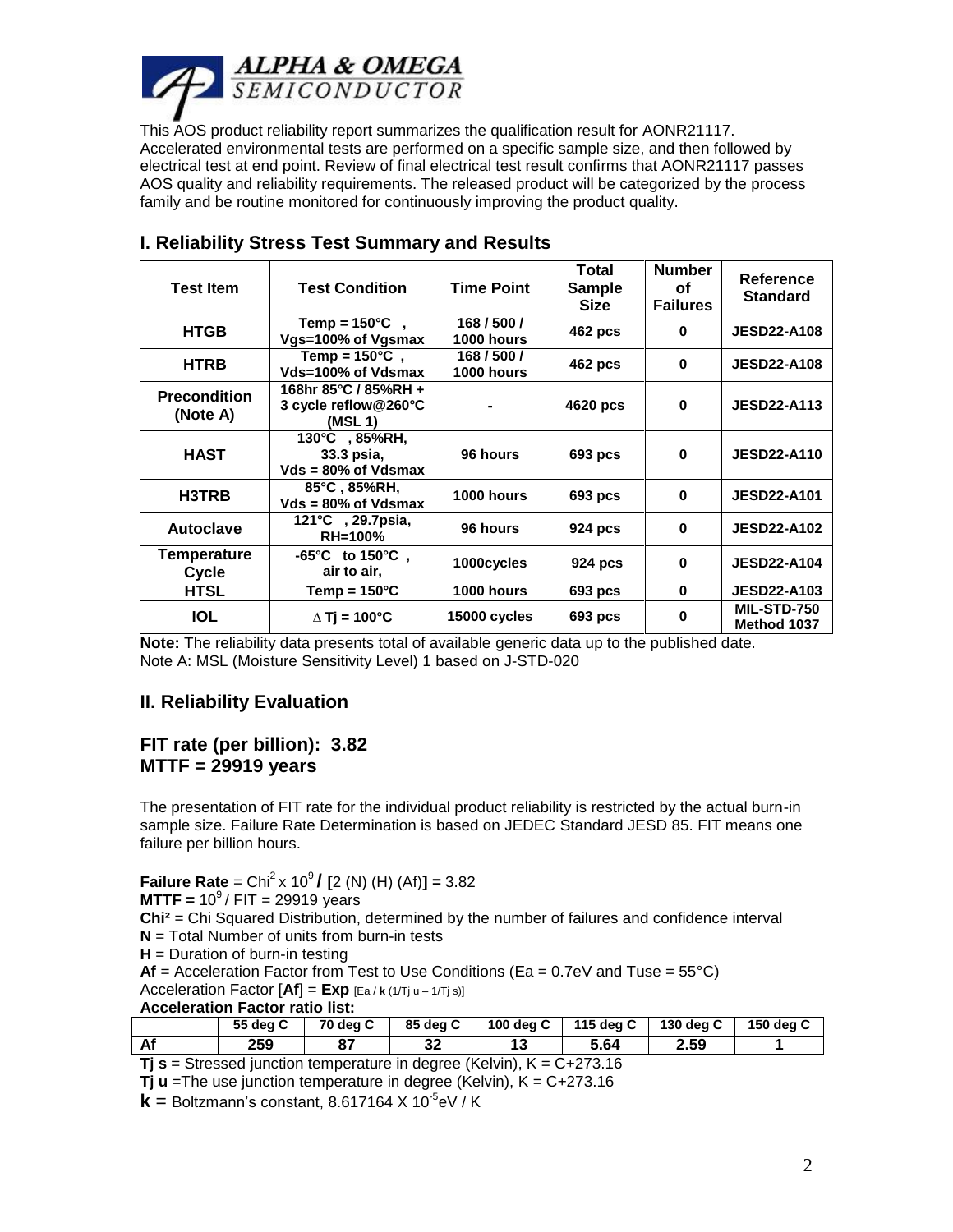**ALPHA & OMEGA SEMICONDUCTOR**

This AOS product reliability report summarizes the qualification result for AONR21117. Accelerated environmental tests are performed on a specific sample size, and then followed by electrical test at end point. Review of final electrical test result confirms that AONR21117 passes AOS quality and reliability requirements. The released product will be categorized by the process family and be routine monitored for continuously improving the product quality.

## I. Reliability Stress Test Summary and Results

| Test Item | Test Condition | Time Point | Total Sample Size | Number of Failures | Reference Standard |
|---|---|---|---|---|---|
| HTGB | Temp = 150°C , Vgs=100% of Vgsmax | 168 / 500 / 1000 hours | 462 pcs | 0 | JESD22-A108 |
| HTRB | Temp = 150°C , Vds=100% of Vdsmax | 168 / 500 / 1000 hours | 462 pcs | 0 | JESD22-A108 |
| Precondition (Note A) | 168hr 85°C / 85%RH + 3 cycle reflow@260°C (MSL 1) | - | 4620 pcs | 0 | JESD22-A113 |
| HAST | 130°C , 85%RH, 33.3 psia, Vds = 80% of Vdsmax | 96 hours | 693 pcs | 0 | JESD22-A110 |
| H3TRB | 85°C , 85%RH, Vds = 80% of Vdsmax | 1000 hours | 693 pcs | 0 | JESD22-A101 |
| Autoclave | 121°C , 29.7psia, RH=100% | 96 hours | 924 pcs | 0 | JESD22-A102 |
| Temperature Cycle | -65°C to 150°C , air to air, | 1000cycles | 924 pcs | 0 | JESD22-A104 |
| HTSL | Temp = 150°C | 1000 hours | 693 pcs | 0 | JESD22-A103 |
| IOL | $\Delta$ Tj = 100°C | 15000 cycles | 693 pcs | 0 | MIL-STD-750 Method 1037 |

**Note:** The reliability data presents total of available generic data up to the published date.
Note A: MSL (Moisture Sensitivity Level) 1 based on J-STD-020

## II. Reliability Evaluation

### FIT rate (per billion): 3.82
### MTTF = 29919 years

The presentation of FIT rate for the individual product reliability is restricted by the actual burn-in sample size. Failure Rate Determination is based on JEDEC Standard JESD 85. FIT means one failure per billion hours.

**Failure Rate** = $Chi^2 \times 10^9$ **/ [**2 (N) (H) (Af)**] =** 3.82

**MTTF =** $10^9$ / FIT = 29919 years

**Chi²** = Chi Squared Distribution, determined by the number of failures and confidence interval

**N** = Total Number of units from burn-in tests

**H** = Duration of burn-in testing

**Af** = Acceleration Factor from Test to Use Conditions (Ea = 0.7eV and Tuse = 55°C)

Acceleration Factor [**Af**] = **Exp** [Ea / **k** (1/Tj u – 1/Tj s)]

**Acceleration Factor ratio list:**

| | 55 deg C | 70 deg C | 85 deg C | 100 deg C | 115 deg C | 130 deg C | 150 deg C |
|---|---|---|---|---|---|---|---|
| Af | 259 | 87 | 32 | 13 | 5.64 | 2.59 | 1 |

**Tj s** = Stressed junction temperature in degree (Kelvin), K = C+273.16

**Tj u** =The use junction temperature in degree (Kelvin), K = C+273.16

**k** = Boltzmann's constant, $8.617164 \times 10^{-5}$eV / K